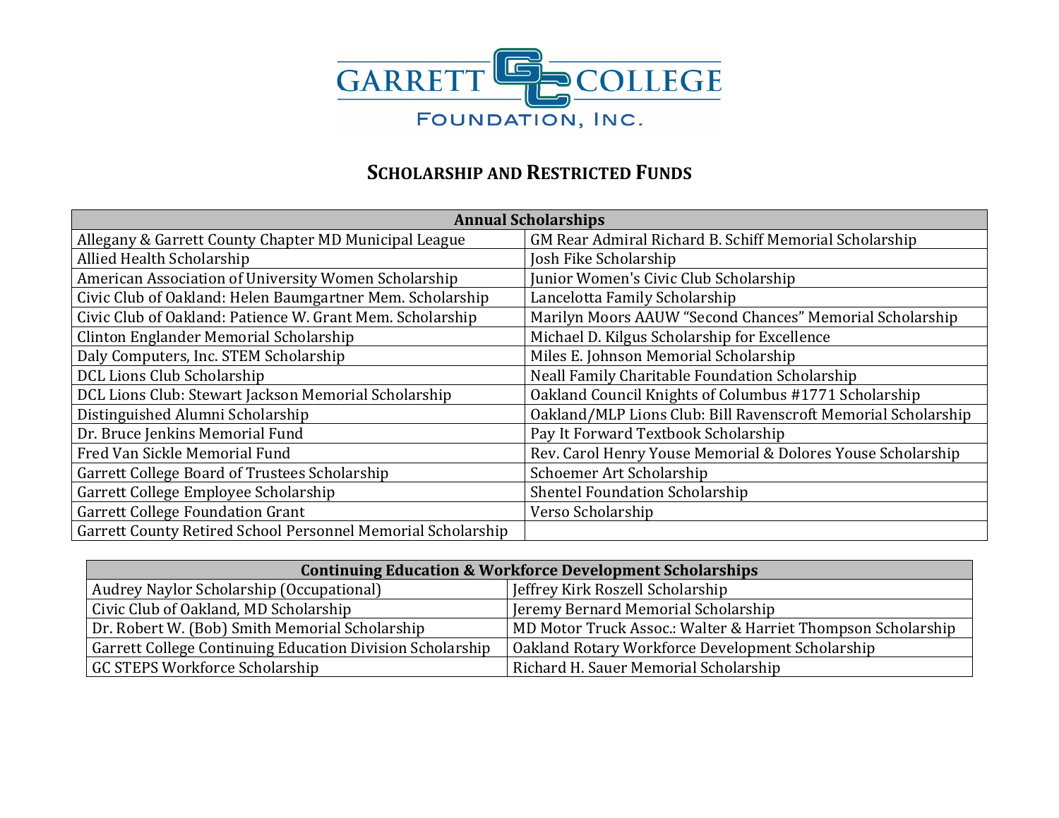# Garrett College Foundation, Inc.

## Scholarship and Restricted Funds

| Annual Scholarships | |
|---|---|
| Allegany & Garrett County Chapter MD Municipal League | GM Rear Admiral Richard B. Schiff Memorial Scholarship |
| Allied Health Scholarship | Josh Fike Scholarship |
| American Association of University Women Scholarship | Junior Women's Civic Club Scholarship |
| Civic Club of Oakland: Helen Baumgartner Mem. Scholarship | Lancelotta Family Scholarship |
| Civic Club of Oakland: Patience W. Grant Mem. Scholarship | Marilyn Moors AAUW "Second Chances" Memorial Scholarship |
| Clinton Englander Memorial Scholarship | Michael D. Kilgus Scholarship for Excellence |
| Daly Computers, Inc. STEM Scholarship | Miles E. Johnson Memorial Scholarship |
| DCL Lions Club Scholarship | Neall Family Charitable Foundation Scholarship |
| DCL Lions Club: Stewart Jackson Memorial Scholarship | Oakland Council Knights of Columbus #1771 Scholarship |
| Distinguished Alumni Scholarship | Oakland/MLP Lions Club: Bill Ravenscroft Memorial Scholarship |
| Dr. Bruce Jenkins Memorial Fund | Pay It Forward Textbook Scholarship |
| Fred Van Sickle Memorial Fund | Rev. Carol Henry Youse Memorial & Dolores Youse Scholarship |
| Garrett College Board of Trustees Scholarship | Schoemer Art Scholarship |
| Garrett College Employee Scholarship | Shentel Foundation Scholarship |
| Garrett College Foundation Grant | Verso Scholarship |
| Garrett County Retired School Personnel Memorial Scholarship | |

| Continuing Education & Workforce Development Scholarships | |
|---|---|
| Audrey Naylor Scholarship (Occupational) | Jeffrey Kirk Roszell Scholarship |
| Civic Club of Oakland, MD Scholarship | Jeremy Bernard Memorial Scholarship |
| Dr. Robert W. (Bob) Smith Memorial Scholarship | MD Motor Truck Assoc.: Walter & Harriet Thompson Scholarship |
| Garrett College Continuing Education Division Scholarship | Oakland Rotary Workforce Development Scholarship |
| GC STEPS Workforce Scholarship | Richard H. Sauer Memorial Scholarship |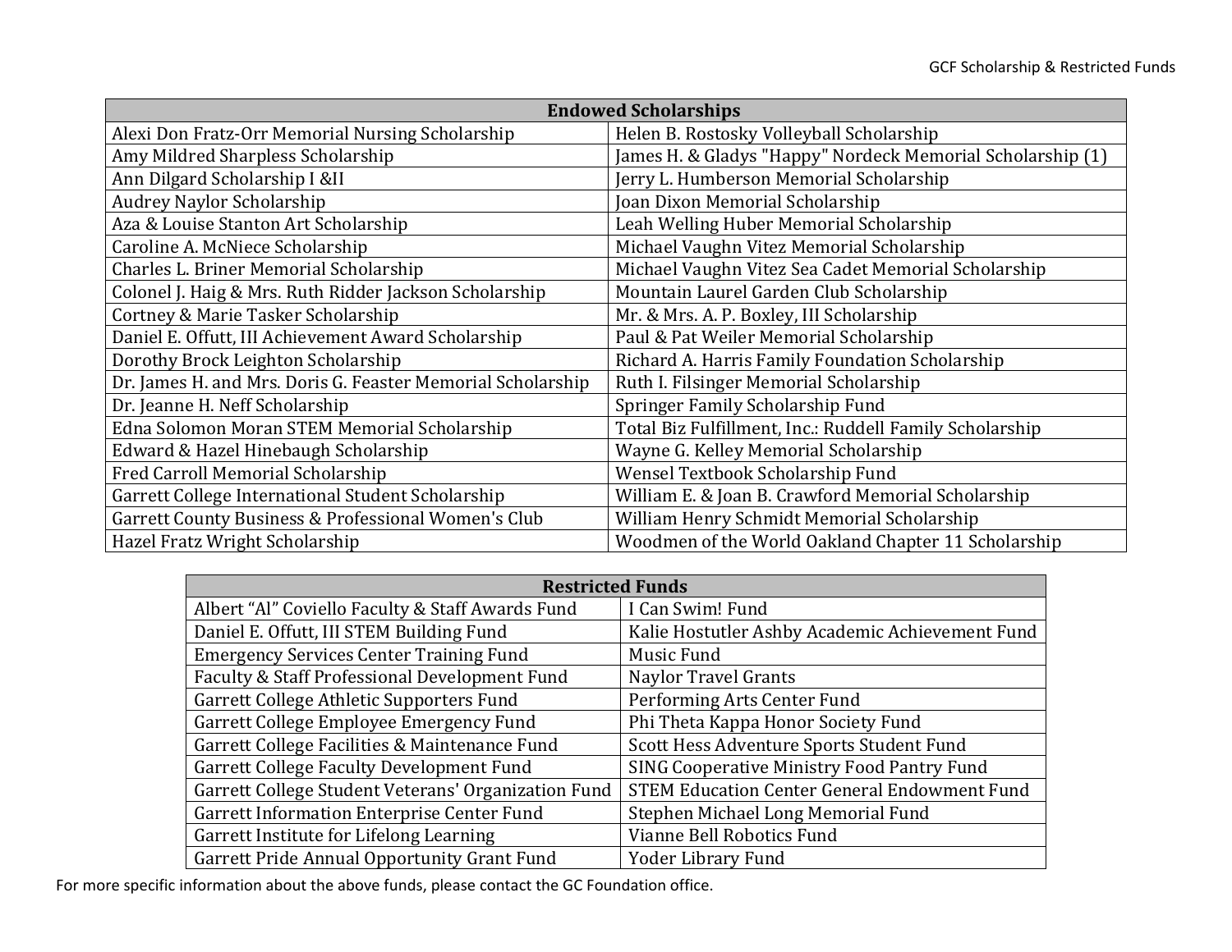| Endowed Scholarships | |
|---|---|
| Alexi Don Fratz-Orr Memorial Nursing Scholarship | Helen B. Rostosky Volleyball Scholarship |
| Amy Mildred Sharpless Scholarship | James H. & Gladys "Happy" Nordeck Memorial Scholarship (1) |
| Ann Dilgard Scholarship I &II | Jerry L. Humberson Memorial Scholarship |
| Audrey Naylor Scholarship | Joan Dixon Memorial Scholarship |
| Aza & Louise Stanton Art Scholarship | Leah Welling Huber Memorial Scholarship |
| Caroline A. McNiece Scholarship | Michael Vaughn Vitez Memorial Scholarship |
| Charles L. Briner Memorial Scholarship | Michael Vaughn Vitez Sea Cadet Memorial Scholarship |
| Colonel J. Haig & Mrs. Ruth Ridder Jackson Scholarship | Mountain Laurel Garden Club Scholarship |
| Cortney & Marie Tasker Scholarship | Mr. & Mrs. A. P. Boxley, III Scholarship |
| Daniel E. Offutt, III Achievement Award Scholarship | Paul & Pat Weiler Memorial Scholarship |
| Dorothy Brock Leighton Scholarship | Richard A. Harris Family Foundation Scholarship |
| Dr. James H. and Mrs. Doris G. Feaster Memorial Scholarship | Ruth I. Filsinger Memorial Scholarship |
| Dr. Jeanne H. Neff Scholarship | Springer Family Scholarship Fund |
| Edna Solomon Moran STEM Memorial Scholarship | Total Biz Fulfillment, Inc.: Ruddell Family Scholarship |
| Edward & Hazel Hinebaugh Scholarship | Wayne G. Kelley Memorial Scholarship |
| Fred Carroll Memorial Scholarship | Wensel Textbook Scholarship Fund |
| Garrett College International Student Scholarship | William E. & Joan B. Crawford Memorial Scholarship |
| Garrett County Business & Professional Women's Club | William Henry Schmidt Memorial Scholarship |
| Hazel Fratz Wright Scholarship | Woodmen of the World Oakland Chapter 11 Scholarship |

| Restricted Funds | |
|---|---|
| Albert "Al" Coviello Faculty & Staff Awards Fund | I Can Swim! Fund |
| Daniel E. Offutt, III STEM Building Fund | Kalie Hostutler Ashby Academic Achievement Fund |
| Emergency Services Center Training Fund | Music Fund |
| Faculty & Staff Professional Development Fund | Naylor Travel Grants |
| Garrett College Athletic Supporters Fund | Performing Arts Center Fund |
| Garrett College Employee Emergency Fund | Phi Theta Kappa Honor Society Fund |
| Garrett College Facilities & Maintenance Fund | Scott Hess Adventure Sports Student Fund |
| Garrett College Faculty Development Fund | SING Cooperative Ministry Food Pantry Fund |
| Garrett College Student Veterans' Organization Fund | STEM Education Center General Endowment Fund |
| Garrett Information Enterprise Center Fund | Stephen Michael Long Memorial Fund |
| Garrett Institute for Lifelong Learning | Vianne Bell Robotics Fund |
| Garrett Pride Annual Opportunity Grant Fund | Yoder Library Fund |

For more specific information about the above funds, please contact the GC Foundation office.